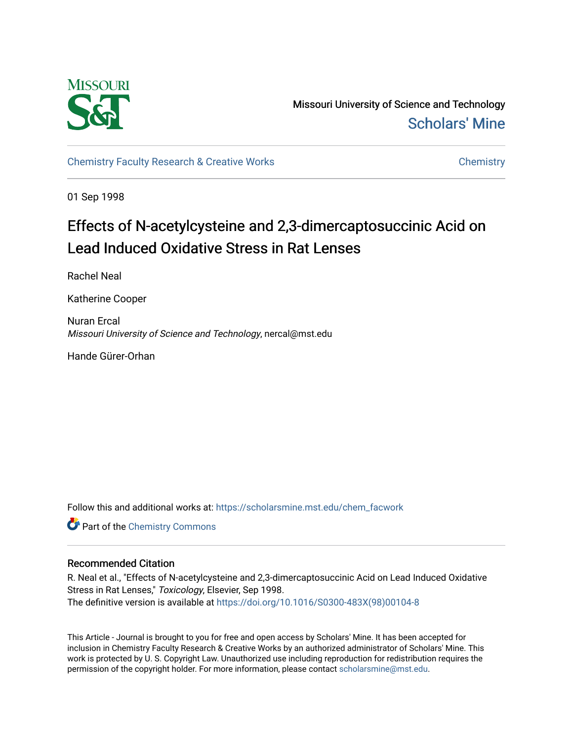Missouri University of Science and Technology

Scholars' Mine

Chemistry Faculty Research & Creative Works

Chemistry

01 Sep 1998

# Effects of N-acetylcysteine and 2,3-dimercaptosuccinic Acid on Lead Induced Oxidative Stress in Rat Lenses

Rachel Neal

Katherine Cooper

Nuran Ercal
*Missouri University of Science and Technology*, nercal@mst.edu

Hande Gürer-Orhan

Follow this and additional works at: https://scholarsmine.mst.edu/chem_facwork

Part of the Chemistry Commons

## Recommended Citation

R. Neal et al., "Effects of N-acetylcysteine and 2,3-dimercaptosuccinic Acid on Lead Induced Oxidative Stress in Rat Lenses," *Toxicology*, Elsevier, Sep 1998.
The definitive version is available at https://doi.org/10.1016/S0300-483X(98)00104-8

This Article - Journal is brought to you for free and open access by Scholars' Mine. It has been accepted for inclusion in Chemistry Faculty Research & Creative Works by an authorized administrator of Scholars' Mine. This work is protected by U. S. Copyright Law. Unauthorized use including reproduction for redistribution requires the permission of the copyright holder. For more information, please contact scholarsmine@mst.edu.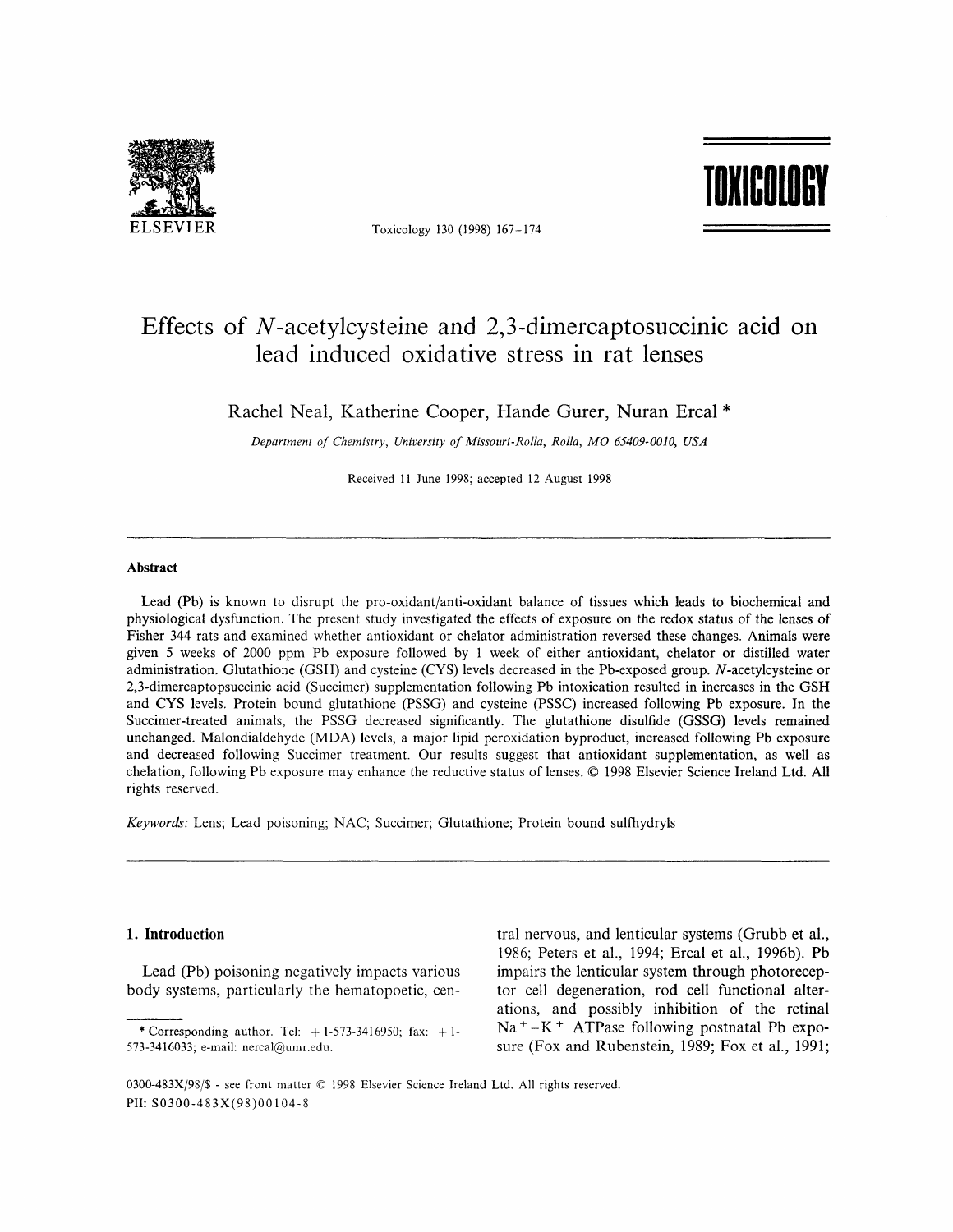# Effects of *N*-acetylcysteine and 2,3-dimercaptosuccinic acid on lead induced oxidative stress in rat lenses

Rachel Neal, Katherine Cooper, Hande Gurer, Nuran Ercal *

*Department of Chemistry, University of Missouri-Rolla, Rolla, MO 65409-0010, USA*

Received 11 June 1998; accepted 12 August 1998

---

## Abstract

Lead (Pb) is known to disrupt the pro-oxidant/anti-oxidant balance of tissues which leads to biochemical and physiological dysfunction. The present study investigated the effects of exposure on the redox status of the lenses of Fisher 344 rats and examined whether antioxidant or chelator administration reversed these changes. Animals were given 5 weeks of 2000 ppm Pb exposure followed by 1 week of either antioxidant, chelator or distilled water administration. Glutathione (GSH) and cysteine (CYS) levels decreased in the Pb-exposed group. *N*-acetylcysteine or 2,3-dimercaptopsuccinic acid (Succimer) supplementation following Pb intoxication resulted in increases in the GSH and CYS levels. Protein bound glutathione (PSSG) and cysteine (PSSC) increased following Pb exposure. In the Succimer-treated animals, the PSSG decreased significantly. The glutathione disulfide (GSSG) levels remained unchanged. Malondialdehyde (MDA) levels, a major lipid peroxidation byproduct, increased following Pb exposure and decreased following Succimer treatment. Our results suggest that antioxidant supplementation, as well as chelation, following Pb exposure may enhance the reductive status of lenses. © 1998 Elsevier Science Ireland Ltd. All rights reserved.

*Keywords:* Lens; Lead poisoning; NAC; Succimer; Glutathione; Protein bound sulfhydryls

---

## 1. Introduction

Lead (Pb) poisoning negatively impacts various body systems, particularly the hematopoetic, central nervous, and lenticular systems (Grubb et al., 1986; Peters et al., 1994; Ercal et al., 1996b). Pb impairs the lenticular system through photoreceptor cell degeneration, rod cell functional alterations, and possibly inhibition of the retinal $Na^{+}-K^{+}$ ATPase following postnatal Pb exposure (Fox and Rubenstein, 1989; Fox et al., 1991;

\* Corresponding author. Tel: +1-573-3416950; fax: +1-573-3416033; e-mail: nercal@umr.edu.

0300-483X/98/$ - see front matter © 1998 Elsevier Science Ireland Ltd. All rights reserved.
PII: S0300-483X(98)00104-8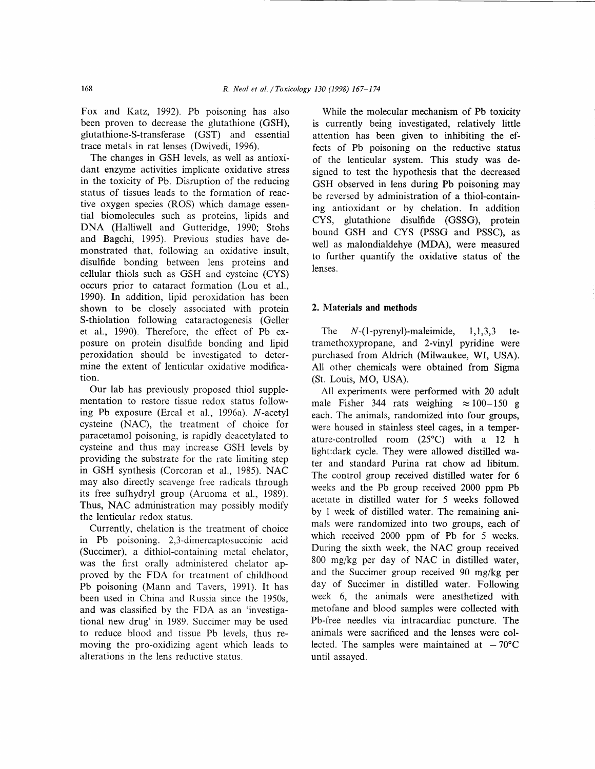Fox and Katz, 1992). Pb poisoning has also been proven to decrease the glutathione (GSH), glutathione-S-transferase (GST) and essential trace metals in rat lenses (Dwivedi, 1996).

The changes in GSH levels, as well as antioxidant enzyme activities implicate oxidative stress in the toxicity of Pb. Disruption of the reducing status of tissues leads to the formation of reactive oxygen species (ROS) which damage essential biomolecules such as proteins, lipids and DNA (Halliwell and Gutteridge, 1990; Stohs and Bagchi, 1995). Previous studies have demonstrated that, following an oxidative insult, disulfide bonding between lens proteins and cellular thiols such as GSH and cysteine (CYS) occurs prior to cataract formation (Lou et al., 1990). In addition, lipid peroxidation has been shown to be closely associated with protein S-thiolation following cataractogenesis (Geller et al., 1990). Therefore, the effect of Pb exposure on protein disulfide bonding and lipid peroxidation should be investigated to determine the extent of lenticular oxidative modification.

Our lab has previously proposed thiol supplementation to restore tissue redox status following Pb exposure (Ercal et al., 1996a). *N*-acetyl cysteine (NAC), the treatment of choice for paracetamol poisoning, is rapidly deacetylated to cysteine and thus may increase GSH levels by providing the substrate for the rate limiting step in GSH synthesis (Corcoran et al., 1985). NAC may also directly scavenge free radicals through its free sufhydryl group (Aruoma et al., 1989). Thus, NAC administration may possibly modify the lenticular redox status.

Currently, chelation is the treatment of choice in Pb poisoning. 2,3-dimercaptosuccinic acid (Succimer), a dithiol-containing metal chelator, was the first orally administered chelator approved by the FDA for treatment of childhood Pb poisoning (Mann and Tavers, 1991). It has been used in China and Russia since the 1950s, and was classified by the FDA as an 'investigational new drug' in 1989. Succimer may be used to reduce blood and tissue Pb levels, thus removing the pro-oxidizing agent which leads to alterations in the lens reductive status.

While the molecular mechanism of Pb toxicity is currently being investigated, relatively little attention has been given to inhibiting the effects of Pb poisoning on the reductive status of the lenticular system. This study was designed to test the hypothesis that the decreased GSH observed in lens during Pb poisoning may be reversed by administration of a thiol-containing antioxidant or by chelation. In addition CYS, glutathione disulfide (GSSG), protein bound GSH and CYS (PSSG and PSSC), as well as malondialdehye (MDA), were measured to further quantify the oxidative status of the lenses.

## 2. Materials and methods

The *N*-(1-pyrenyl)-maleimide, 1,1,3,3 tetramethoxypropane, and 2-vinyl pyridine were purchased from Aldrich (Milwaukee, WI, USA). All other chemicals were obtained from Sigma (St. Louis, MO, USA).

All experiments were performed with 20 adult male Fisher 344 rats weighing $\approx$100–150 g each. The animals, randomized into four groups, were housed in stainless steel cages, in a temperature-controlled room (25°C) with a 12 h light:dark cycle. They were allowed distilled water and standard Purina rat chow ad libitum. The control group received distilled water for 6 weeks and the Pb group received 2000 ppm Pb acetate in distilled water for 5 weeks followed by 1 week of distilled water. The remaining animals were randomized into two groups, each of which received 2000 ppm of Pb for 5 weeks. During the sixth week, the NAC group received 800 mg/kg per day of NAC in distilled water, and the Succimer group received 90 mg/kg per day of Succimer in distilled water. Following week 6, the animals were anesthetized with metofane and blood samples were collected with Pb-free needles via intracardiac puncture. The animals were sacrificed and the lenses were collected. The samples were maintained at $-70$°C until assayed.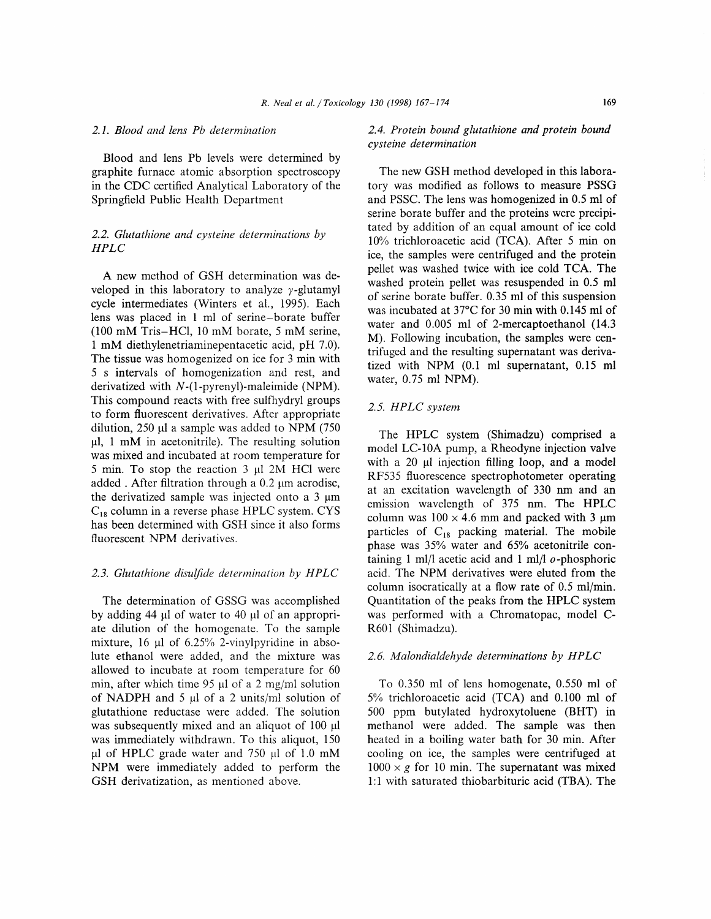### 2.1. Blood and lens Pb determination

Blood and lens Pb levels were determined by graphite furnace atomic absorption spectroscopy in the CDC certified Analytical Laboratory of the Springfield Public Health Department

### 2.2. Glutathione and cysteine determinations by HPLC

A new method of GSH determination was developed in this laboratory to analyze γ-glutamyl cycle intermediates (Winters et al., 1995). Each lens was placed in 1 ml of serine–borate buffer (100 mM Tris–HCl, 10 mM borate, 5 mM serine, 1 mM diethylenetriaminepentacetic acid, pH 7.0). The tissue was homogenized on ice for 3 min with 5 s intervals of homogenization and rest, and derivatized with *N*-(1-pyrenyl)-maleimide (NPM). This compound reacts with free sulfhydryl groups to form fluorescent derivatives. After appropriate dilution, 250 μl a sample was added to NPM (750 μl, 1 mM in acetonitrile). The resulting solution was mixed and incubated at room temperature for 5 min. To stop the reaction 3 μl 2M HCl were added . After filtration through a 0.2 μm acrodisc, the derivatized sample was injected onto a 3 μm $C_{18}$ column in a reverse phase HPLC system. CYS has been determined with GSH since it also forms fluorescent NPM derivatives.

### 2.3. Glutathione disulfide determination by HPLC

The determination of GSSG was accomplished by adding 44 μl of water to 40 μl of an appropriate dilution of the homogenate. To the sample mixture, 16 μl of 6.25% 2-vinylpyridine in absolute ethanol were added, and the mixture was allowed to incubate at room temperature for 60 min, after which time 95 μl of a 2 mg/ml solution of NADPH and 5 μl of a 2 units/ml solution of glutathione reductase were added. The solution was subsequently mixed and an aliquot of 100 μl was immediately withdrawn. To this aliquot, 150 μl of HPLC grade water and 750 μl of 1.0 mM NPM were immediately added to perform the GSH derivatization, as mentioned above.

### 2.4. Protein bound glutathione and protein bound cysteine determination

The new GSH method developed in this laboratory was modified as follows to measure PSSG and PSSC. The lens was homogenized in 0.5 ml of serine borate buffer and the proteins were precipitated by addition of an equal amount of ice cold 10% trichloroacetic acid (TCA). After 5 min on ice, the samples were centrifuged and the protein pellet was washed twice with ice cold TCA. The washed protein pellet was resuspended in 0.5 ml of serine borate buffer. 0.35 ml of this suspension was incubated at 37°C for 30 min with 0.145 ml of water and 0.005 ml of 2-mercaptoethanol (14.3 M). Following incubation, the samples were centrifuged and the resulting supernatant was derivatized with NPM (0.1 ml supernatant, 0.15 ml water, 0.75 ml NPM).

### 2.5. HPLC system

The HPLC system (Shimadzu) comprised a model LC-10A pump, a Rheodyne injection valve with a 20 μl injection filling loop, and a model RF535 fluorescence spectrophotometer operating at an excitation wavelength of 330 nm and an emission wavelength of 375 nm. The HPLC column was 100 × 4.6 mm and packed with 3 μm particles of $C_{18}$ packing material. The mobile phase was 35% water and 65% acetonitrile containing 1 ml/l acetic acid and 1 ml/l *o*-phosphoric acid. The NPM derivatives were eluted from the column isocratically at a flow rate of 0.5 ml/min. Quantitation of the peaks from the HPLC system was performed with a Chromatopac, model C-R601 (Shimadzu).

### 2.6. Malondialdehyde determinations by HPLC

To 0.350 ml of lens homogenate, 0.550 ml of 5% trichloroacetic acid (TCA) and 0.100 ml of 500 ppm butylated hydroxytoluene (BHT) in methanol were added. The sample was then heated in a boiling water bath for 30 min. After cooling on ice, the samples were centrifuged at 1000 × *g* for 10 min. The supernatant was mixed 1:1 with saturated thiobarbituric acid (TBA). The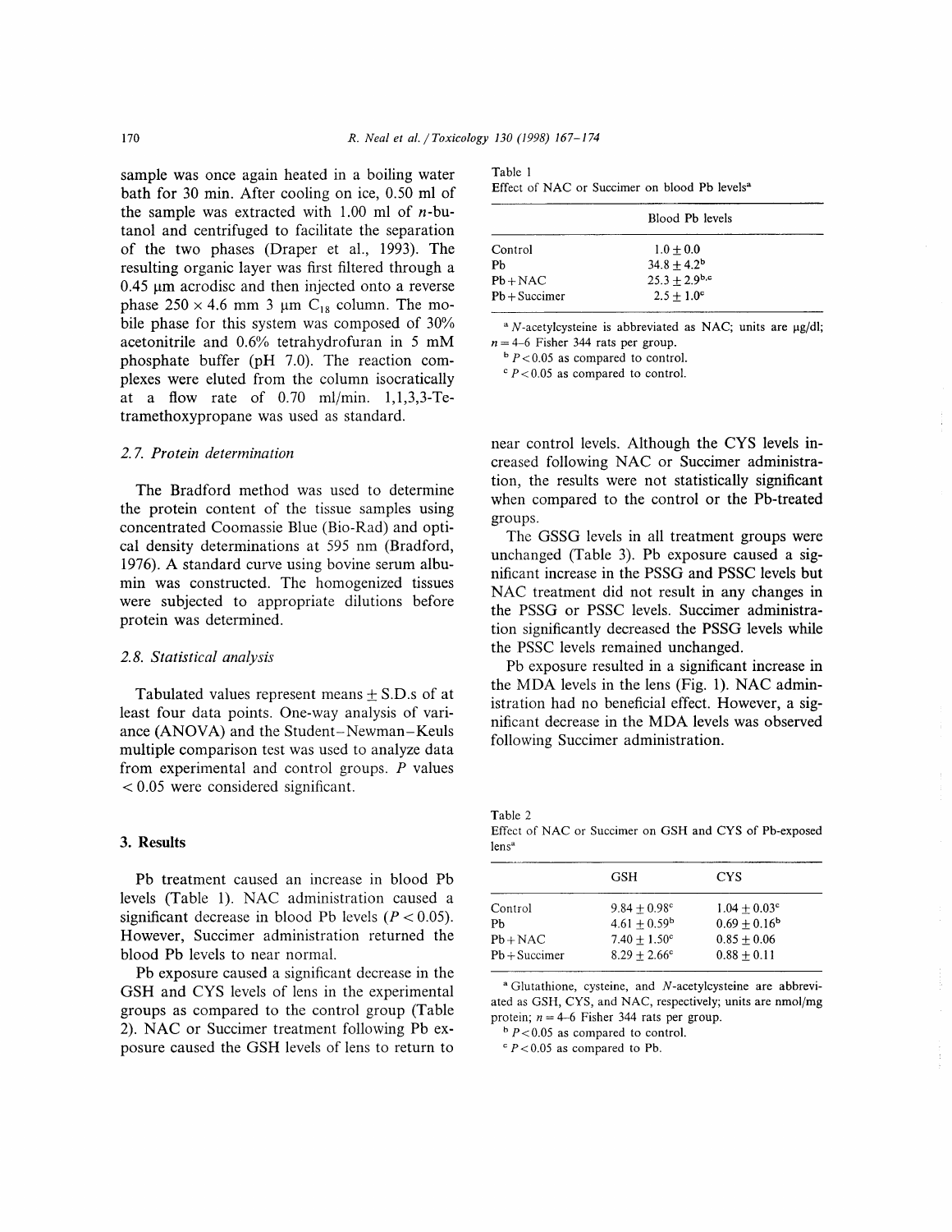sample was once again heated in a boiling water bath for 30 min. After cooling on ice, 0.50 ml of the sample was extracted with 1.00 ml of *n*-butanol and centrifuged to facilitate the separation of the two phases (Draper et al., 1993). The resulting organic layer was first filtered through a 0.45 μm acrodisc and then injected onto a reverse phase 250 × 4.6 mm 3 μm $C_{18}$ column. The mobile phase for this system was composed of 30% acetonitrile and 0.6% tetrahydrofuran in 5 mM phosphate buffer (pH 7.0). The reaction complexes were eluted from the column isocratically at a flow rate of 0.70 ml/min. 1,1,3,3-Tetramethoxypropane was used as standard.

### 2.7. Protein determination

The Bradford method was used to determine the protein content of the tissue samples using concentrated Coomassie Blue (Bio-Rad) and optical density determinations at 595 nm (Bradford, 1976). A standard curve using bovine serum albumin was constructed. The homogenized tissues were subjected to appropriate dilutions before protein was determined.

### 2.8. Statistical analysis

Tabulated values represent means ± S.D.s of at least four data points. One-way analysis of variance (ANOVA) and the Student–Newman–Keuls multiple comparison test was used to analyze data from experimental and control groups. *P* values < 0.05 were considered significant.

## 3. Results

Pb treatment caused an increase in blood Pb levels (Table 1). NAC administration caused a significant decrease in blood Pb levels ($P < 0.05$). However, Succimer administration returned the blood Pb levels to near normal.

Pb exposure caused a significant decrease in the GSH and CYS levels of lens in the experimental groups as compared to the control group (Table 2). NAC or Succimer treatment following Pb exposure caused the GSH levels of lens to return to near control levels. Although the CYS levels increased following NAC or Succimer administration, the results were not statistically significant when compared to the control or the Pb-treated groups.

The GSSG levels in all treatment groups were unchanged (Table 3). Pb exposure caused a significant increase in the PSSG and PSSC levels but NAC treatment did not result in any changes in the PSSG or PSSC levels. Succimer administration significantly decreased the PSSG levels while the PSSC levels remained unchanged.

Pb exposure resulted in a significant increase in the MDA levels in the lens (Fig. 1). NAC administration had no beneficial effect. However, a significant decrease in the MDA levels was observed following Succimer administration.

Table 1
Effect of NAC or Succimer on blood Pb levels[a]

| | Blood Pb levels |
|---|---|
| Control | 1.0 ± 0.0 |
| Pb | 34.8 ± 4.2[b] |
| Pb + NAC | 25.3 ± 2.9[b,c] |
| Pb + Succimer | 2.5 ± 1.0[c] |

[a] *N*-acetylcysteine is abbreviated as NAC; units are μg/dl; $n = 4$–6 Fisher 344 rats per group.
[b] $P < 0.05$ as compared to control.
[c] $P < 0.05$ as compared to control.

Table 2
Effect of NAC or Succimer on GSH and CYS of Pb-exposed lens[a]

| | GSH | CYS |
|---|---|---|
| Control | 9.84 ± 0.98[c] | 1.04 ± 0.03[c] |
| Pb | 4.61 ± 0.59[b] | 0.69 ± 0.16[b] |
| Pb + NAC | 7.40 ± 1.50[c] | 0.85 ± 0.06 |
| Pb + Succimer | 8.29 ± 2.66[c] | 0.88 ± 0.11 |

[a] Glutathione, cysteine, and *N*-acetylcysteine are abbreviated as GSH, CYS, and NAC, respectively; units are nmol/mg protein; $n = 4$–6 Fisher 344 rats per group.
[b] $P < 0.05$ as compared to control.
[c] $P < 0.05$ as compared to Pb.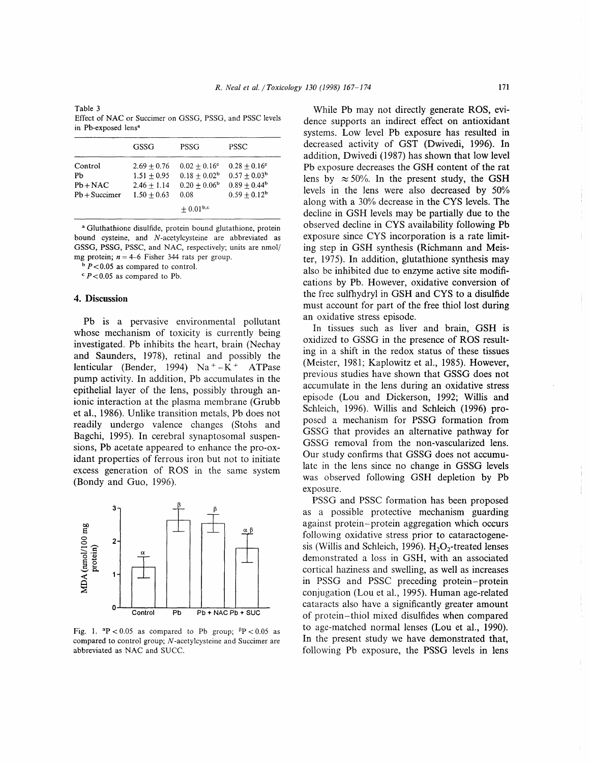Table 3
Effect of NAC or Succimer on GSSG, PSSG, and PSSC levels in Pb-exposed lens[a]

| | GSSG | PSSG | PSSC |
|---|---|---|---|
| Control | $2.69 \pm 0.76$ | $0.02 \pm 0.16^{c}$ | $0.28 \pm 0.16^{c}$ |
| Pb | $1.51 \pm 0.95$ | $0.18 \pm 0.02^{b}$ | $0.57 \pm 0.03^{b}$ |
| Pb+NAC | $2.46 \pm 1.14$ | $0.20 \pm 0.06^{b}$ | $0.89 \pm 0.44^{b}$ |
| Pb+Succimer | $1.50 \pm 0.63$ | $0.08 \pm 0.01^{b,c}$ | $0.59 \pm 0.12^{b}$ |

[a] Gluthathione disulfide, protein bound glutathione, protein bound cysteine, and *N*-acetylcysteine are abbreviated as GSSG, PSSG, PSSC, and NAC, respectively; units are nmol/mg protein; $n = 4$–6 Fisher 344 rats per group.

[b] $P < 0.05$ as compared to control.

[c] $P < 0.05$ as compared to Pb.

## 4. Discussion

Pb is a pervasive environmental pollutant whose mechanism of toxicity is currently being investigated. Pb inhibits the heart, brain (Nechay and Saunders, 1978), retinal and possibly the lenticular (Bender, 1994) $Na^{+}-K^{+}$ ATPase pump activity. In addition, Pb accumulates in the epithelial layer of the lens, possibly through anionic interaction at the plasma membrane (Grubb et al., 1986). Unlike transition metals, Pb does not readily undergo valence changes (Stohs and Bagchi, 1995). In cerebral synaptosomal suspensions, Pb acetate appeared to enhance the pro-oxidant properties of ferrous iron but not to initiate excess generation of ROS in the same system (Bondy and Guo, 1996).

Fig. 1. $^{\alpha}P < 0.05$ as compared to Pb group; $^{\beta}P < 0.05$ as compared to control group; *N*-acetylcysteine and Succimer are abbreviated as NAC and SUCC.

While Pb may not directly generate ROS, evidence supports an indirect effect on antioxidant systems. Low level Pb exposure has resulted in decreased activity of GST (Dwivedi, 1996). In addition, Dwivedi (1987) has shown that low level Pb exposure decreases the GSH content of the rat lens by $\approx 50\%$. In the present study, the GSH levels in the lens were also decreased by 50% along with a 30% decrease in the CYS levels. The decline in GSH levels may be partially due to the observed decline in CYS availability following Pb exposure since CYS incorporation is a rate limiting step in GSH synthesis (Richmann and Meister, 1975). In addition, glutathione synthesis may also be inhibited due to enzyme active site modifications by Pb. However, oxidative conversion of the free sulfhydryl in GSH and CYS to a disulfide must account for part of the free thiol lost during an oxidative stress episode.

In tissues such as liver and brain, GSH is oxidized to GSSG in the presence of ROS resulting in a shift in the redox status of these tissues (Meister, 1981; Kaplowitz et al., 1985). However, previous studies have shown that GSSG does not accumulate in the lens during an oxidative stress episode (Lou and Dickerson, 1992; Willis and Schleich, 1996). Willis and Schleich (1996) proposed a mechanism for PSSG formation from GSSG that provides an alternative pathway for GSSG removal from the non-vascularized lens. Our study confirms that GSSG does not accumulate in the lens since no change in GSSG levels was observed following GSH depletion by Pb exposure.

PSSG and PSSC formation has been proposed as a possible protective mechanism guarding against protein–protein aggregation which occurs following oxidative stress prior to cataractogenesis (Willis and Schleich, 1996). $H_2O_2$-treated lenses demonstrated a loss in GSH, with an associated cortical haziness and swelling, as well as increases in PSSG and PSSC preceding protein–protein conjugation (Lou et al., 1995). Human age-related cataracts also have a significantly greater amount of protein–thiol mixed disulfides when compared to age-matched normal lenses (Lou et al., 1990). In the present study we have demonstrated that, following Pb exposure, the PSSG levels in lens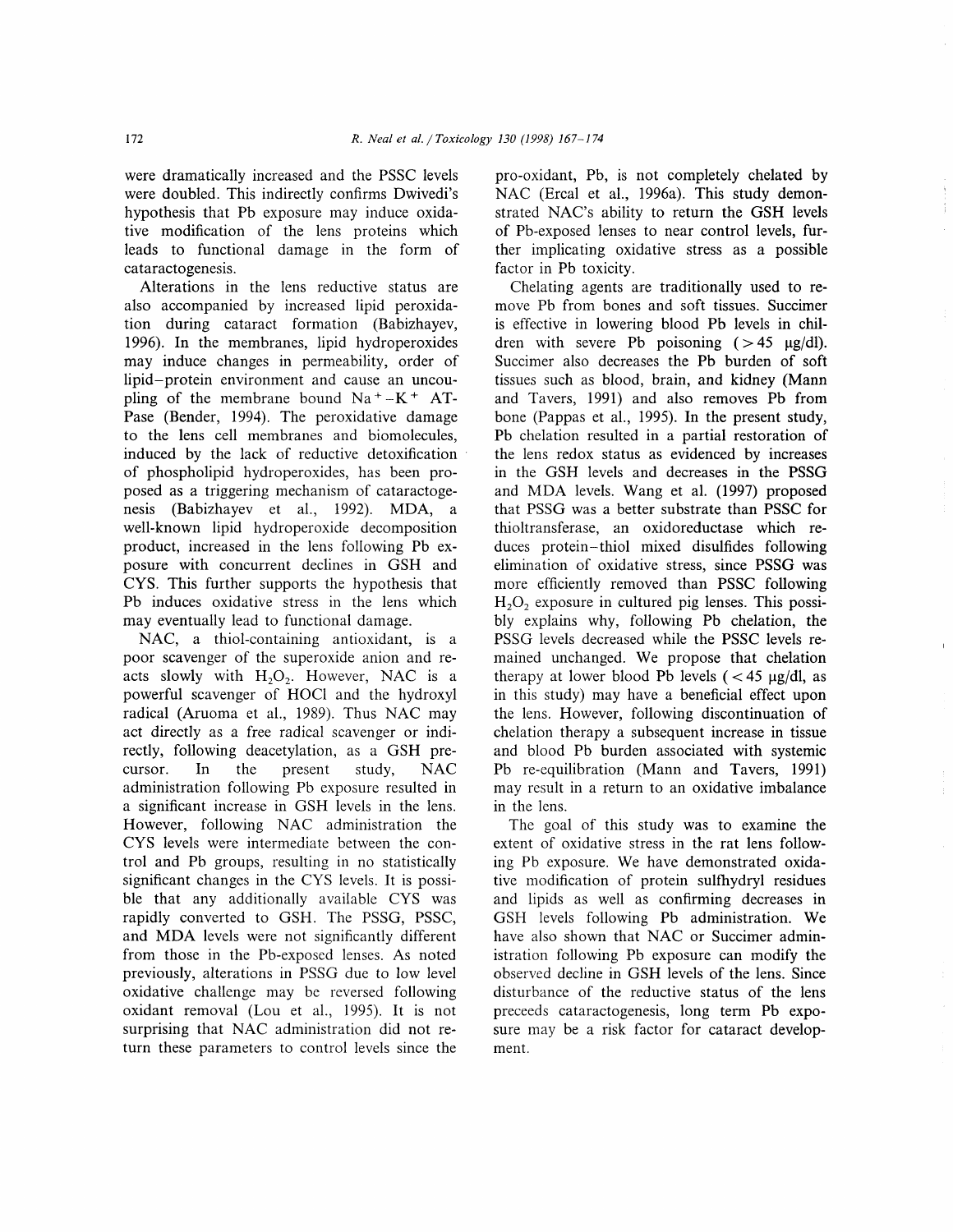were dramatically increased and the PSSC levels were doubled. This indirectly confirms Dwivedi's hypothesis that Pb exposure may induce oxidative modification of the lens proteins which leads to functional damage in the form of cataractogenesis.

Alterations in the lens reductive status are also accompanied by increased lipid peroxidation during cataract formation (Babizhayev, 1996). In the membranes, lipid hydroperoxides may induce changes in permeability, order of lipid–protein environment and cause an uncoupling of the membrane bound $Na^+$–$K^+$ ATPase (Bender, 1994). The peroxidative damage to the lens cell membranes and biomolecules, induced by the lack of reductive detoxification of phospholipid hydroperoxides, has been proposed as a triggering mechanism of cataractogenesis (Babizhayev et al., 1992). MDA, a well-known lipid hydroperoxide decomposition product, increased in the lens following Pb exposure with concurrent declines in GSH and CYS. This further supports the hypothesis that Pb induces oxidative stress in the lens which may eventually lead to functional damage.

NAC, a thiol-containing antioxidant, is a poor scavenger of the superoxide anion and reacts slowly with $H_2O_2$. However, NAC is a powerful scavenger of HOCl and the hydroxyl radical (Aruoma et al., 1989). Thus NAC may act directly as a free radical scavenger or indirectly, following deacetylation, as a GSH precursor. In the present study, NAC administration following Pb exposure resulted in a significant increase in GSH levels in the lens. However, following NAC administration the CYS levels were intermediate between the control and Pb groups, resulting in no statistically significant changes in the CYS levels. It is possible that any additionally available CYS was rapidly converted to GSH. The PSSG, PSSC, and MDA levels were not significantly different from those in the Pb-exposed lenses. As noted previously, alterations in PSSG due to low level oxidative challenge may be reversed following oxidant removal (Lou et al., 1995). It is not surprising that NAC administration did not return these parameters to control levels since the pro-oxidant, Pb, is not completely chelated by NAC (Ercal et al., 1996a). This study demonstrated NAC's ability to return the GSH levels of Pb-exposed lenses to near control levels, further implicating oxidative stress as a possible factor in Pb toxicity.

Chelating agents are traditionally used to remove Pb from bones and soft tissues. Succimer is effective in lowering blood Pb levels in children with severe Pb poisoning ($>45$ μg/dl). Succimer also decreases the Pb burden of soft tissues such as blood, brain, and kidney (Mann and Tavers, 1991) and also removes Pb from bone (Pappas et al., 1995). In the present study, Pb chelation resulted in a partial restoration of the lens redox status as evidenced by increases in the GSH levels and decreases in the PSSG and MDA levels. Wang et al. (1997) proposed that PSSG was a better substrate than PSSC for thioltransferase, an oxidoreductase which reduces protein–thiol mixed disulfides following elimination of oxidative stress, since PSSG was more efficiently removed than PSSC following $H_2O_2$ exposure in cultured pig lenses. This possibly explains why, following Pb chelation, the PSSG levels decreased while the PSSC levels remained unchanged. We propose that chelation therapy at lower blood Pb levels ($<45$ μg/dl, as in this study) may have a beneficial effect upon the lens. However, following discontinuation of chelation therapy a subsequent increase in tissue and blood Pb burden associated with systemic Pb re-equilibration (Mann and Tavers, 1991) may result in a return to an oxidative imbalance in the lens.

The goal of this study was to examine the extent of oxidative stress in the rat lens following Pb exposure. We have demonstrated oxidative modification of protein sulfhydryl residues and lipids as well as confirming decreases in GSH levels following Pb administration. We have also shown that NAC or Succimer administration following Pb exposure can modify the observed decline in GSH levels of the lens. Since disturbance of the reductive status of the lens preceeds cataractogenesis, long term Pb exposure may be a risk factor for cataract development.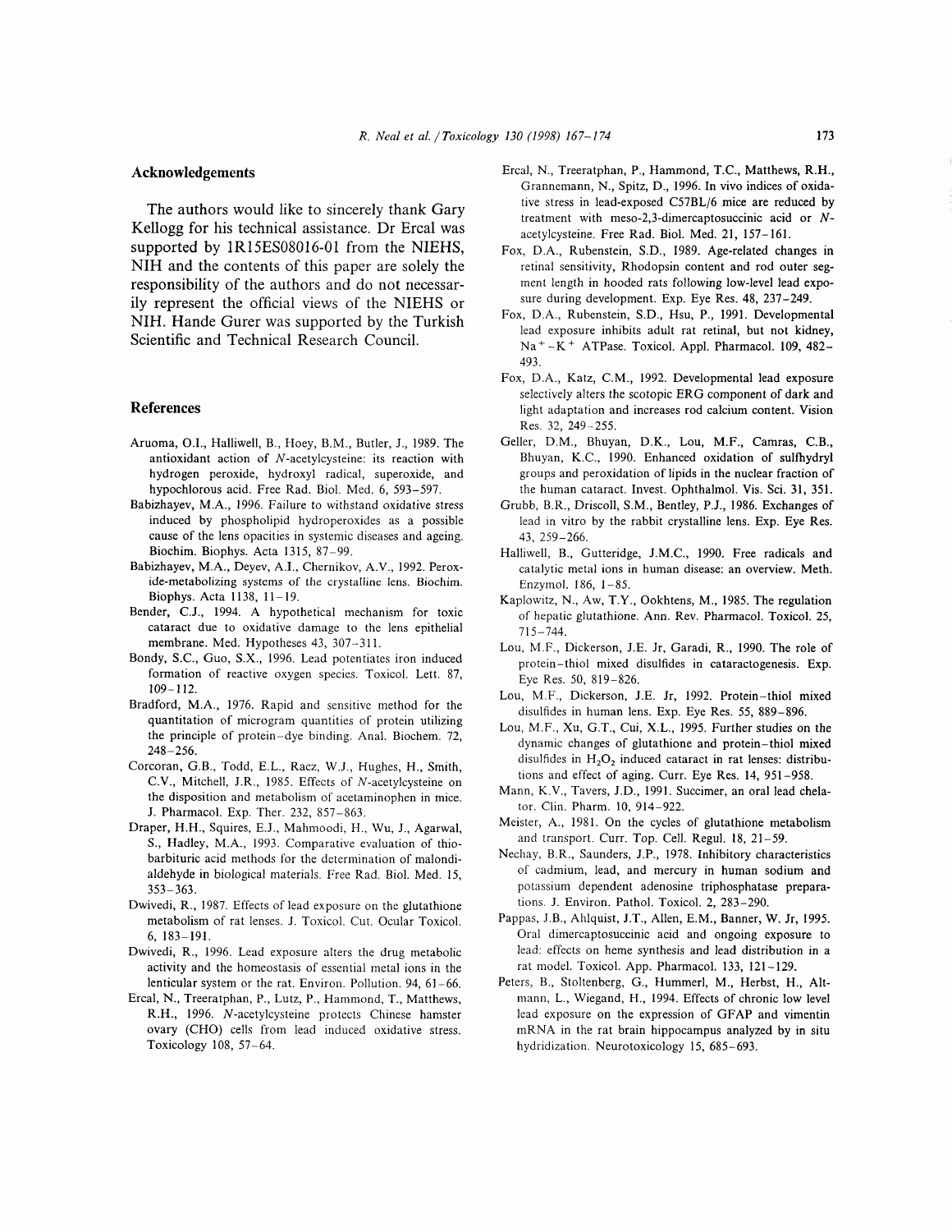## Acknowledgements

The authors would like to sincerely thank Gary Kellogg for his technical assistance. Dr Ercal was supported by 1R15ES08016-01 from the NIEHS, NIH and the contents of this paper are solely the responsibility of the authors and do not necessarily represent the official views of the NIEHS or NIH. Hande Gurer was supported by the Turkish Scientific and Technical Research Council.

## References

Aruoma, O.I., Halliwell, B., Hoey, B.M., Butler, J., 1989. The antioxidant action of *N*-acetylcysteine: its reaction with hydrogen peroxide, hydroxyl radical, superoxide, and hypochlorous acid. Free Rad. Biol. Med. 6, 593–597.

Babizhayev, M.A., 1996. Failure to withstand oxidative stress induced by phospholipid hydroperoxides as a possible cause of the lens opacities in systemic diseases and ageing. Biochim. Biophys. Acta 1315, 87–99.

Babizhayev, M.A., Deyev, A.I., Chernikov, A.V., 1992. Peroxide-metabolizing systems of the crystalline lens. Biochim. Biophys. Acta 1138, 11–19.

Bender, C.J., 1994. A hypothetical mechanism for toxic cataract due to oxidative damage to the lens epithelial membrane. Med. Hypotheses 43, 307–311.

Bondy, S.C., Guo, S.X., 1996. Lead potentiates iron induced formation of reactive oxygen species. Toxicol. Lett. 87, 109–112.

Bradford, M.A., 1976. Rapid and sensitive method for the quantitation of microgram quantities of protein utilizing the principle of protein–dye binding. Anal. Biochem. 72, 248–256.

Corcoran, G.B., Todd, E.L., Racz, W.J., Hughes, H., Smith, C.V., Mitchell, J.R., 1985. Effects of *N*-acetylcysteine on the disposition and metabolism of acetaminophen in mice. J. Pharmacol. Exp. Ther. 232, 857–863.

Draper, H.H., Squires, E.J., Mahmoodi, H., Wu, J., Agarwal, S., Hadley, M.A., 1993. Comparative evaluation of thiobarbituric acid methods for the determination of malondialdehyde in biological materials. Free Rad. Biol. Med. 15, 353–363.

Dwivedi, R., 1987. Effects of lead exposure on the glutathione metabolism of rat lenses. J. Toxicol. Cut. Ocular Toxicol. 6, 183–191.

Dwivedi, R., 1996. Lead exposure alters the drug metabolic activity and the homeostasis of essential metal ions in the lenticular system or the rat. Environ. Pollution. 94, 61–66.

Ercal, N., Treeratphan, P., Lutz, P., Hammond, T., Matthews, R.H., 1996. *N*-acetylcysteine protects Chinese hamster ovary (CHO) cells from lead induced oxidative stress. Toxicology 108, 57–64.

Ercal, N., Treeratphan, P., Hammond, T.C., Matthews, R.H., Grannemann, N., Spitz, D., 1996. In vivo indices of oxidative stress in lead-exposed C57BL/6 mice are reduced by treatment with meso-2,3-dimercaptosuccinic acid or *N*-acetylcysteine. Free Rad. Biol. Med. 21, 157–161.

Fox, D.A., Rubenstein, S.D., 1989. Age-related changes in retinal sensitivity, Rhodopsin content and rod outer segment length in hooded rats following low-level lead exposure during development. Exp. Eye Res. 48, 237–249.

Fox, D.A., Rubenstein, S.D., Hsu, P., 1991. Developmental lead exposure inhibits adult rat retinal, but not kidney, $Na^{+}-K^{+}$ ATPase. Toxicol. Appl. Pharmacol. 109, 482–493.

Fox, D.A., Katz, C.M., 1992. Developmental lead exposure selectively alters the scotopic ERG component of dark and light adaptation and increases rod calcium content. Vision Res. 32, 249–255.

Geller, D.M., Bhuyan, D.K., Lou, M.F., Camras, C.B., Bhuyan, K.C., 1990. Enhanced oxidation of sulfhydryl groups and peroxidation of lipids in the nuclear fraction of the human cataract. Invest. Ophthalmol. Vis. Sci. 31, 351.

Grubb, B.R., Driscoll, S.M., Bentley, P.J., 1986. Exchanges of lead in vitro by the rabbit crystalline lens. Exp. Eye Res. 43, 259–266.

Halliwell, B., Gutteridge, J.M.C., 1990. Free radicals and catalytic metal ions in human disease: an overview. Meth. Enzymol. 186, 1–85.

Kaplowitz, N., Aw, T.Y., Ookhtens, M., 1985. The regulation of hepatic glutathione. Ann. Rev. Pharmacol. Toxicol. 25, 715–744.

Lou, M.F., Dickerson, J.E. Jr, Garadi, R., 1990. The role of protein–thiol mixed disulfides in cataractogenesis. Exp. Eye Res. 50, 819–826.

Lou, M.F., Dickerson, J.E. Jr, 1992. Protein–thiol mixed disulfides in human lens. Exp. Eye Res. 55, 889–896.

Lou, M.F., Xu, G.T., Cui, X.L., 1995. Further studies on the dynamic changes of glutathione and protein–thiol mixed disulfides in $H_2O_2$ induced cataract in rat lenses: distributions and effect of aging. Curr. Eye Res. 14, 951–958.

Mann, K.V., Tavers, J.D., 1991. Succimer, an oral lead chelator. Clin. Pharm. 10, 914–922.

Meister, A., 1981. On the cycles of glutathione metabolism and transport. Curr. Top. Cell. Regul. 18, 21–59.

Nechay, B.R., Saunders, J.P., 1978. Inhibitory characteristics of cadmium, lead, and mercury in human sodium and potassium dependent adenosine triphosphatase preparations. J. Environ. Pathol. Toxicol. 2, 283–290.

Pappas, J.B., Ahlquist, J.T., Allen, E.M., Banner, W. Jr, 1995. Oral dimercaptosuccinic acid and ongoing exposure to lead: effects on heme synthesis and lead distribution in a rat model. Toxicol. App. Pharmacol. 133, 121–129.

Peters, B., Stoltenberg, G., Hummerl, M., Herbst, H., Altmann, L., Wiegand, H., 1994. Effects of chronic low level lead exposure on the expression of GFAP and vimentin mRNA in the rat brain hippocampus analyzed by in situ hydridization. Neurotoxicology 15, 685–693.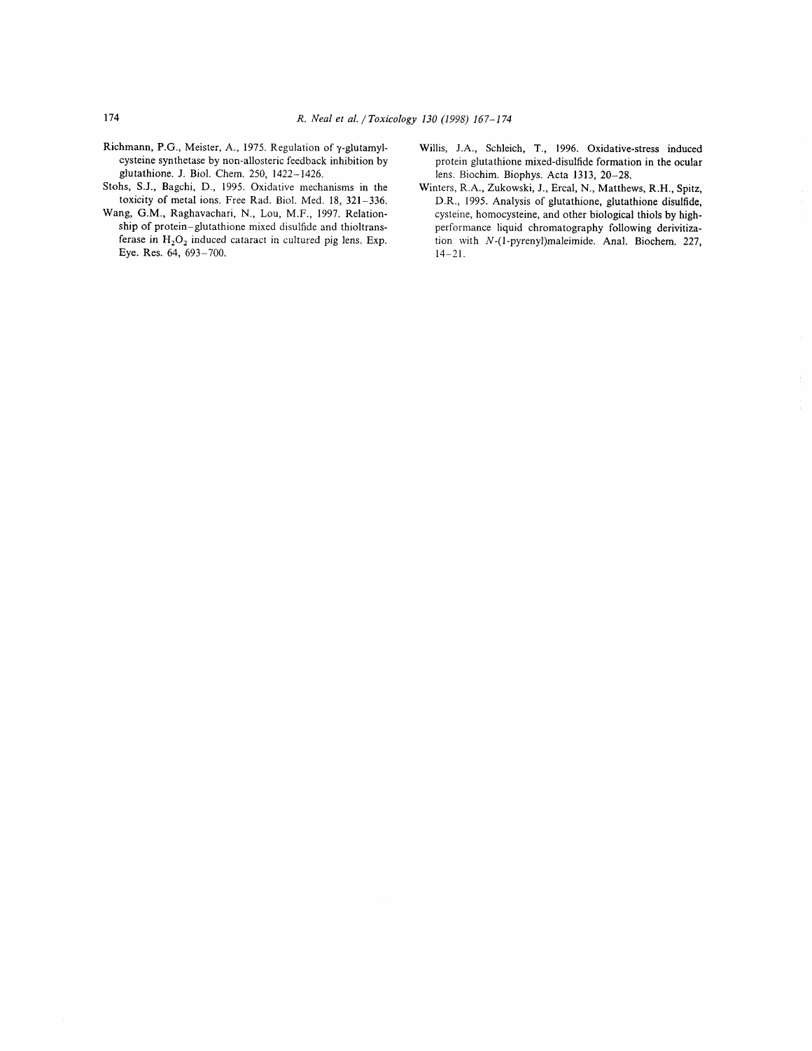Richmann, P.G., Meister, A., 1975. Regulation of γ-glutamylcysteine synthetase by non-allosteric feedback inhibition by glutathione. J. Biol. Chem. 250, 1422–1426.

Stohs, S.J., Bagchi, D., 1995. Oxidative mechanisms in the toxicity of metal ions. Free Rad. Biol. Med. 18, 321–336.

Wang, G.M., Raghavachari, N., Lou, M.F., 1997. Relationship of protein–glutathione mixed disulfide and thioltransferase in $H_2O_2$ induced cataract in cultured pig lens. Exp. Eye. Res. 64, 693–700.

Willis, J.A., Schleich, T., 1996. Oxidative-stress induced protein glutathione mixed-disulfide formation in the ocular lens. Biochim. Biophys. Acta 1313, 20–28.

Winters, R.A., Zukowski, J., Ercal, N., Matthews, R.H., Spitz, D.R., 1995. Analysis of glutathione, glutathione disulfide, cysteine, homocysteine, and other biological thiols by high-performance liquid chromatography following derivitization with *N*-(1-pyrenyl)maleimide. Anal. Biochem. 227, 14–21.